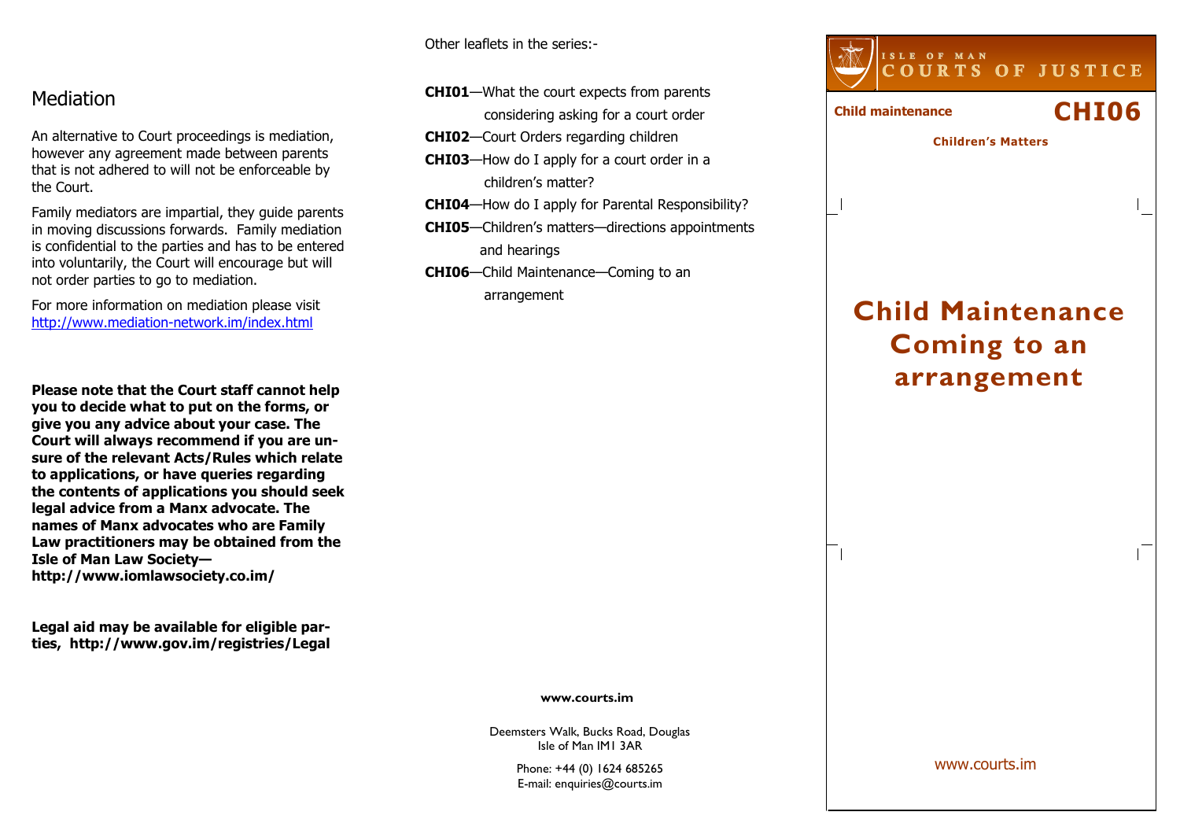## Mediation

An alternative to Court proceedings is mediation, however any agreement made between parents that is not adhered to will not be enforceable by the Court.

Family mediators are impartial, they guide parents in moving discussions forwards. Family mediation is confidential to the parties and has to be entered into voluntarily, the Court will encourage but will not order parties to go to mediation.

For more information on mediation please visit http://www.mediation-network.im/index.html

**Please note that the Court staff cannot help you to decide what to put on the forms, or give you any advice about your case. The Court will always recommend if you are unsure of the relevant Acts/Rules which relate to applications, or have queries regarding the contents of applications you should seek legal advice from a Manx advocate. The names of Manx advocates who are Family Law practitioners may be obtained from the Isle of Man Law Society—http://www.iomlawsociety.co.im/**

**Legal aid may be available for eligible parties, http://www.gov.im/registries/Legal**

Other leaflets in the series:-

- **CHI01**—What the court expects from parents considering asking for a court order
- **CHI02**—Court Orders regarding children
- **CHI03**—How do I apply for a court order in a children's matter?
- **CHI04**—How do I apply for Parental Responsibility?
- **CHI05**—Children's matters—directions appointments and hearings
- **CHI06**—Child Maintenance—Coming to an arrangement

**www.courts.im**

Deemsters Walk, Bucks Road, Douglas
Isle of Man IM1 3AR

Phone: +44 (0) 1624 685265
E-mail: enquiries@courts.im

ISLE OF MAN
COURTS OF JUSTICE

**Child maintenance** **CHI06**

**Children's Matters**

# Child Maintenance Coming to an arrangement

www.courts.im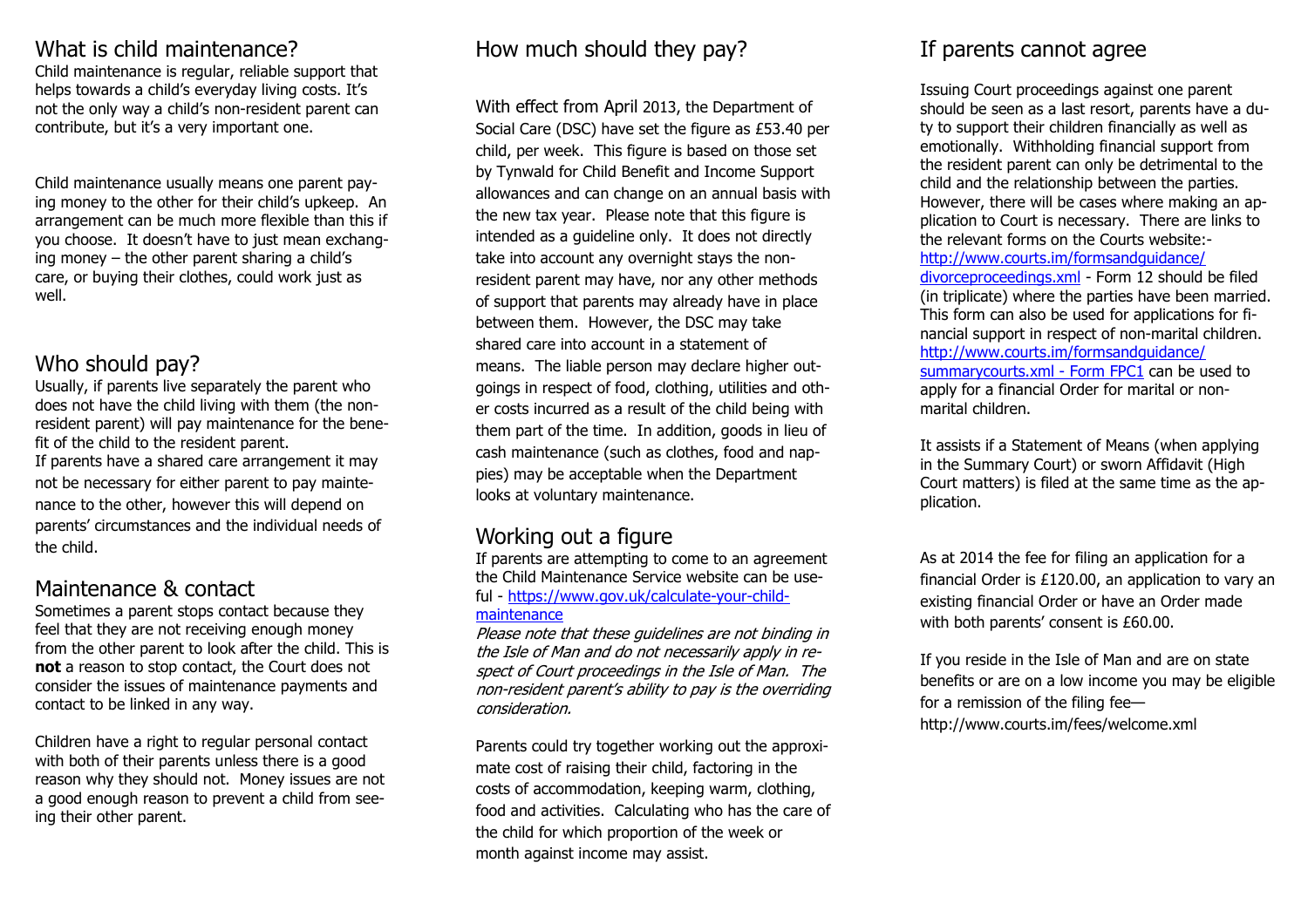## What is child maintenance?

Child maintenance is regular, reliable support that helps towards a child's everyday living costs. It's not the only way a child's non-resident parent can contribute, but it's a very important one.

Child maintenance usually means one parent paying money to the other for their child's upkeep. An arrangement can be much more flexible than this if you choose. It doesn't have to just mean exchanging money – the other parent sharing a child's care, or buying their clothes, could work just as well.

## Who should pay?

Usually, if parents live separately the parent who does not have the child living with them (the non-resident parent) will pay maintenance for the benefit of the child to the resident parent.

If parents have a shared care arrangement it may not be necessary for either parent to pay maintenance to the other, however this will depend on parents' circumstances and the individual needs of the child.

## Maintenance & contact

Sometimes a parent stops contact because they feel that they are not receiving enough money from the other parent to look after the child. This is **not** a reason to stop contact, the Court does not consider the issues of maintenance payments and contact to be linked in any way.

Children have a right to regular personal contact with both of their parents unless there is a good reason why they should not. Money issues are not a good enough reason to prevent a child from seeing their other parent.

## How much should they pay?

With effect from April 2013, the Department of Social Care (DSC) have set the figure as £53.40 per child, per week. This figure is based on those set by Tynwald for Child Benefit and Income Support allowances and can change on an annual basis with the new tax year. Please note that this figure is intended as a guideline only. It does not directly take into account any overnight stays the non-resident parent may have, nor any other methods of support that parents may already have in place between them. However, the DSC may take shared care into account in a statement of means. The liable person may declare higher outgoings in respect of food, clothing, utilities and other costs incurred as a result of the child being with them part of the time. In addition, goods in lieu of cash maintenance (such as clothes, food and nappies) may be acceptable when the Department looks at voluntary maintenance.

## Working out a figure

If parents are attempting to come to an agreement the Child Maintenance Service website can be useful - https://www.gov.uk/calculate-your-child-maintenance

*Please note that these guidelines are not binding in the Isle of Man and do not necessarily apply in respect of Court proceedings in the Isle of Man. The non-resident parent's ability to pay is the overriding consideration.*

Parents could try together working out the approximate cost of raising their child, factoring in the costs of accommodation, keeping warm, clothing, food and activities. Calculating who has the care of the child for which proportion of the week or month against income may assist.

## If parents cannot agree

Issuing Court proceedings against one parent should be seen as a last resort, parents have a duty to support their children financially as well as emotionally. Withholding financial support from the resident parent can only be detrimental to the child and the relationship between the parties. However, there will be cases where making an application to Court is necessary. There are links to the relevant forms on the Courts website:- http://www.courts.im/formsandguidance/divorceproceedings.xml - Form 12 should be filed (in triplicate) where the parties have been married. This form can also be used for applications for financial support in respect of non-marital children. http://www.courts.im/formsandguidance/summarycourts.xml - Form FPC1 can be used to apply for a financial Order for marital or non-marital children.

It assists if a Statement of Means (when applying in the Summary Court) or sworn Affidavit (High Court matters) is filed at the same time as the application.

As at 2014 the fee for filing an application for a financial Order is £120.00, an application to vary an existing financial Order or have an Order made with both parents' consent is £60.00.

If you reside in the Isle of Man and are on state benefits or are on a low income you may be eligible for a remission of the filing fee—
http://www.courts.im/fees/welcome.xml